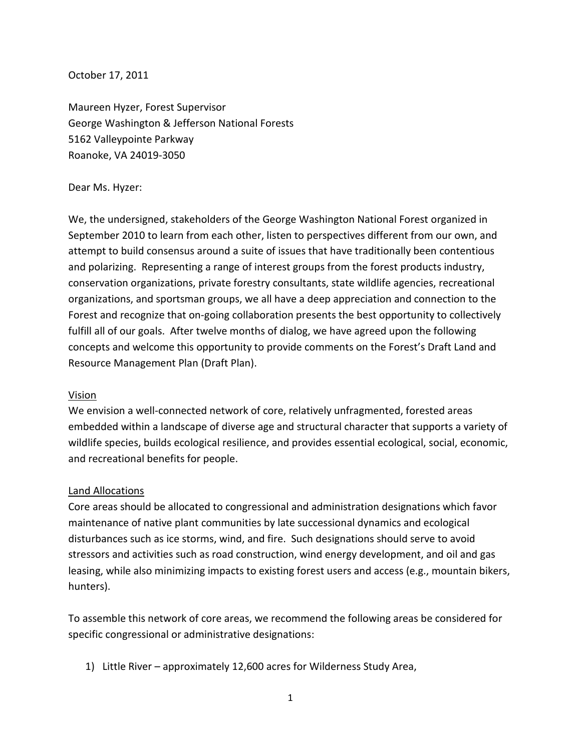October 17, 2011

Maureen Hyzer, Forest Supervisor
George Washington & Jefferson National Forests
5162 Valleypointe Parkway
Roanoke, VA 24019-3050

Dear Ms. Hyzer:

We, the undersigned, stakeholders of the George Washington National Forest organized in September 2010 to learn from each other, listen to perspectives different from our own, and attempt to build consensus around a suite of issues that have traditionally been contentious and polarizing. Representing a range of interest groups from the forest products industry, conservation organizations, private forestry consultants, state wildlife agencies, recreational organizations, and sportsman groups, we all have a deep appreciation and connection to the Forest and recognize that on-going collaboration presents the best opportunity to collectively fulfill all of our goals. After twelve months of dialog, we have agreed upon the following concepts and welcome this opportunity to provide comments on the Forest's Draft Land and Resource Management Plan (Draft Plan).

<u>Vision</u>

We envision a well-connected network of core, relatively unfragmented, forested areas embedded within a landscape of diverse age and structural character that supports a variety of wildlife species, builds ecological resilience, and provides essential ecological, social, economic, and recreational benefits for people.

<u>Land Allocations</u>

Core areas should be allocated to congressional and administration designations which favor maintenance of native plant communities by late successional dynamics and ecological disturbances such as ice storms, wind, and fire. Such designations should serve to avoid stressors and activities such as road construction, wind energy development, and oil and gas leasing, while also minimizing impacts to existing forest users and access (e.g., mountain bikers, hunters).

To assemble this network of core areas, we recommend the following areas be considered for specific congressional or administrative designations:

1) Little River – approximately 12,600 acres for Wilderness Study Area,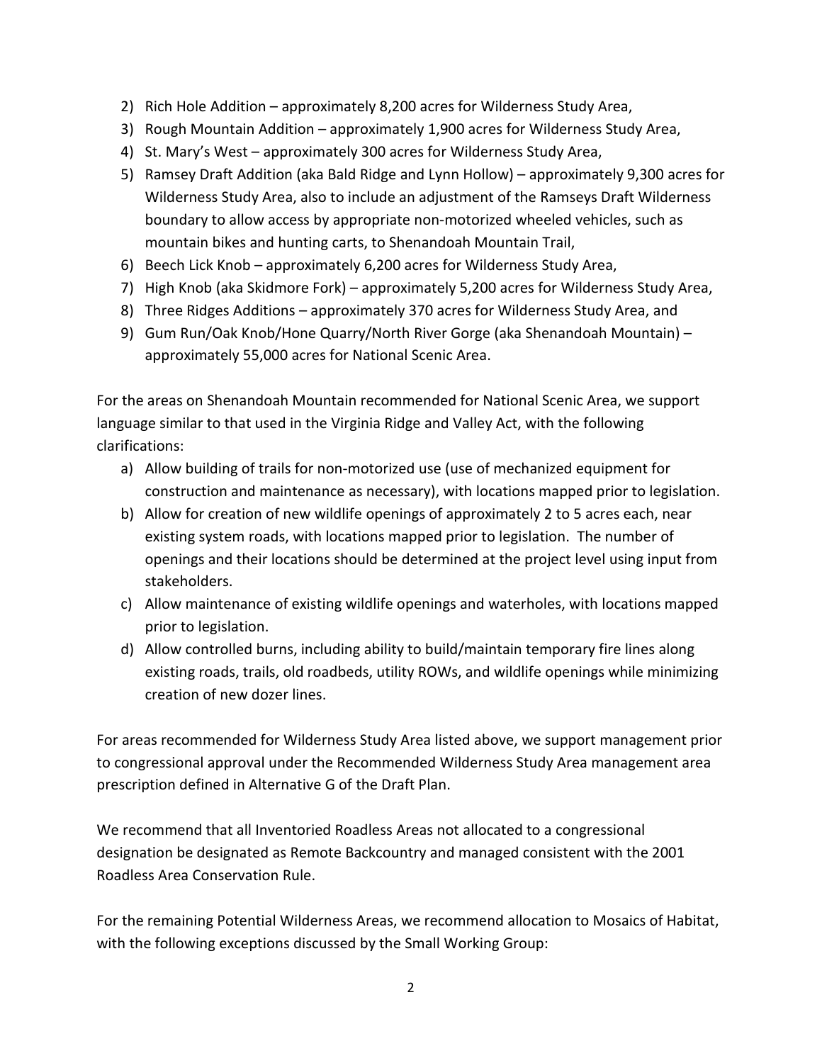2) Rich Hole Addition – approximately 8,200 acres for Wilderness Study Area,
3) Rough Mountain Addition – approximately 1,900 acres for Wilderness Study Area,
4) St. Mary's West – approximately 300 acres for Wilderness Study Area,
5) Ramsey Draft Addition (aka Bald Ridge and Lynn Hollow) – approximately 9,300 acres for Wilderness Study Area, also to include an adjustment of the Ramseys Draft Wilderness boundary to allow access by appropriate non-motorized wheeled vehicles, such as mountain bikes and hunting carts, to Shenandoah Mountain Trail,
6) Beech Lick Knob – approximately 6,200 acres for Wilderness Study Area,
7) High Knob (aka Skidmore Fork) – approximately 5,200 acres for Wilderness Study Area,
8) Three Ridges Additions – approximately 370 acres for Wilderness Study Area, and
9) Gum Run/Oak Knob/Hone Quarry/North River Gorge (aka Shenandoah Mountain) – approximately 55,000 acres for National Scenic Area.

For the areas on Shenandoah Mountain recommended for National Scenic Area, we support language similar to that used in the Virginia Ridge and Valley Act, with the following clarifications:

a) Allow building of trails for non-motorized use (use of mechanized equipment for construction and maintenance as necessary), with locations mapped prior to legislation.
b) Allow for creation of new wildlife openings of approximately 2 to 5 acres each, near existing system roads, with locations mapped prior to legislation. The number of openings and their locations should be determined at the project level using input from stakeholders.
c) Allow maintenance of existing wildlife openings and waterholes, with locations mapped prior to legislation.
d) Allow controlled burns, including ability to build/maintain temporary fire lines along existing roads, trails, old roadbeds, utility ROWs, and wildlife openings while minimizing creation of new dozer lines.

For areas recommended for Wilderness Study Area listed above, we support management prior to congressional approval under the Recommended Wilderness Study Area management area prescription defined in Alternative G of the Draft Plan.

We recommend that all Inventoried Roadless Areas not allocated to a congressional designation be designated as Remote Backcountry and managed consistent with the 2001 Roadless Area Conservation Rule.

For the remaining Potential Wilderness Areas, we recommend allocation to Mosaics of Habitat, with the following exceptions discussed by the Small Working Group: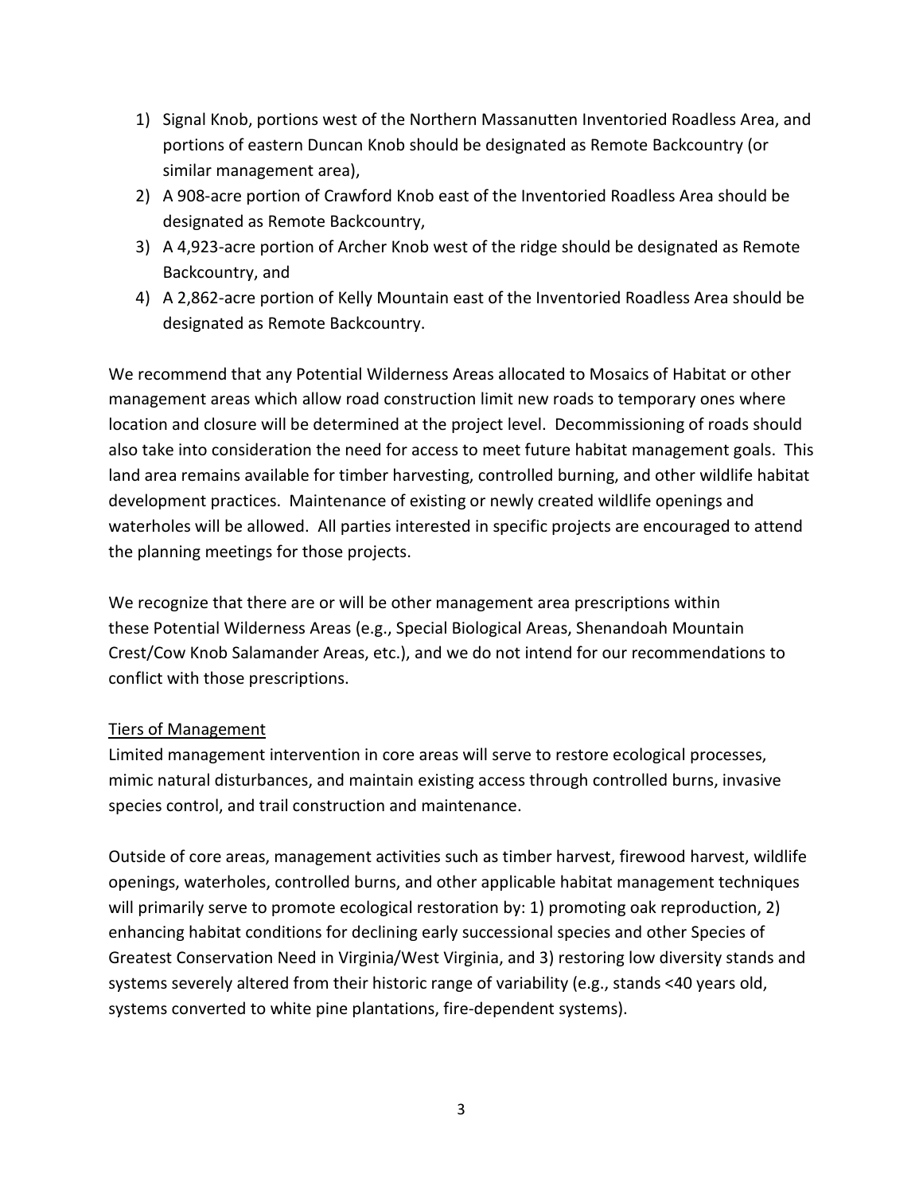1) Signal Knob, portions west of the Northern Massanutten Inventoried Roadless Area, and portions of eastern Duncan Knob should be designated as Remote Backcountry (or similar management area),
2) A 908-acre portion of Crawford Knob east of the Inventoried Roadless Area should be designated as Remote Backcountry,
3) A 4,923-acre portion of Archer Knob west of the ridge should be designated as Remote Backcountry, and
4) A 2,862-acre portion of Kelly Mountain east of the Inventoried Roadless Area should be designated as Remote Backcountry.

We recommend that any Potential Wilderness Areas allocated to Mosaics of Habitat or other management areas which allow road construction limit new roads to temporary ones where location and closure will be determined at the project level. Decommissioning of roads should also take into consideration the need for access to meet future habitat management goals. This land area remains available for timber harvesting, controlled burning, and other wildlife habitat development practices. Maintenance of existing or newly created wildlife openings and waterholes will be allowed. All parties interested in specific projects are encouraged to attend the planning meetings for those projects.

We recognize that there are or will be other management area prescriptions within these Potential Wilderness Areas (e.g., Special Biological Areas, Shenandoah Mountain Crest/Cow Knob Salamander Areas, etc.), and we do not intend for our recommendations to conflict with those prescriptions.

<u>Tiers of Management</u>

Limited management intervention in core areas will serve to restore ecological processes, mimic natural disturbances, and maintain existing access through controlled burns, invasive species control, and trail construction and maintenance.

Outside of core areas, management activities such as timber harvest, firewood harvest, wildlife openings, waterholes, controlled burns, and other applicable habitat management techniques will primarily serve to promote ecological restoration by: 1) promoting oak reproduction, 2) enhancing habitat conditions for declining early successional species and other Species of Greatest Conservation Need in Virginia/West Virginia, and 3) restoring low diversity stands and systems severely altered from their historic range of variability (e.g., stands <40 years old, systems converted to white pine plantations, fire-dependent systems).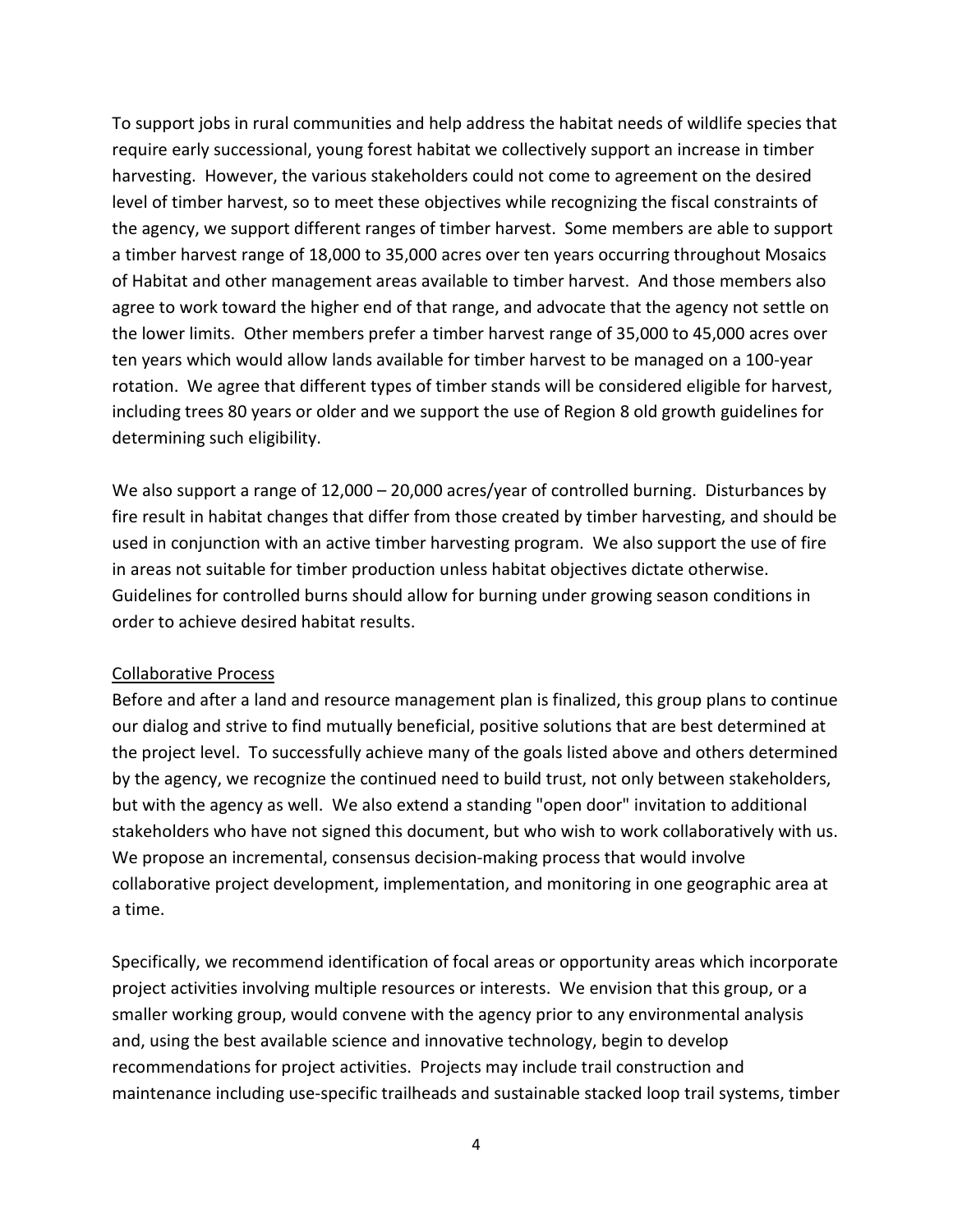To support jobs in rural communities and help address the habitat needs of wildlife species that require early successional, young forest habitat we collectively support an increase in timber harvesting. However, the various stakeholders could not come to agreement on the desired level of timber harvest, so to meet these objectives while recognizing the fiscal constraints of the agency, we support different ranges of timber harvest. Some members are able to support a timber harvest range of 18,000 to 35,000 acres over ten years occurring throughout Mosaics of Habitat and other management areas available to timber harvest. And those members also agree to work toward the higher end of that range, and advocate that the agency not settle on the lower limits. Other members prefer a timber harvest range of 35,000 to 45,000 acres over ten years which would allow lands available for timber harvest to be managed on a 100-year rotation. We agree that different types of timber stands will be considered eligible for harvest, including trees 80 years or older and we support the use of Region 8 old growth guidelines for determining such eligibility.

We also support a range of 12,000 – 20,000 acres/year of controlled burning. Disturbances by fire result in habitat changes that differ from those created by timber harvesting, and should be used in conjunction with an active timber harvesting program. We also support the use of fire in areas not suitable for timber production unless habitat objectives dictate otherwise. Guidelines for controlled burns should allow for burning under growing season conditions in order to achieve desired habitat results.

<u>Collaborative Process</u>

Before and after a land and resource management plan is finalized, this group plans to continue our dialog and strive to find mutually beneficial, positive solutions that are best determined at the project level. To successfully achieve many of the goals listed above and others determined by the agency, we recognize the continued need to build trust, not only between stakeholders, but with the agency as well. We also extend a standing "open door" invitation to additional stakeholders who have not signed this document, but who wish to work collaboratively with us. We propose an incremental, consensus decision-making process that would involve collaborative project development, implementation, and monitoring in one geographic area at a time.

Specifically, we recommend identification of focal areas or opportunity areas which incorporate project activities involving multiple resources or interests. We envision that this group, or a smaller working group, would convene with the agency prior to any environmental analysis and, using the best available science and innovative technology, begin to develop recommendations for project activities. Projects may include trail construction and maintenance including use-specific trailheads and sustainable stacked loop trail systems, timber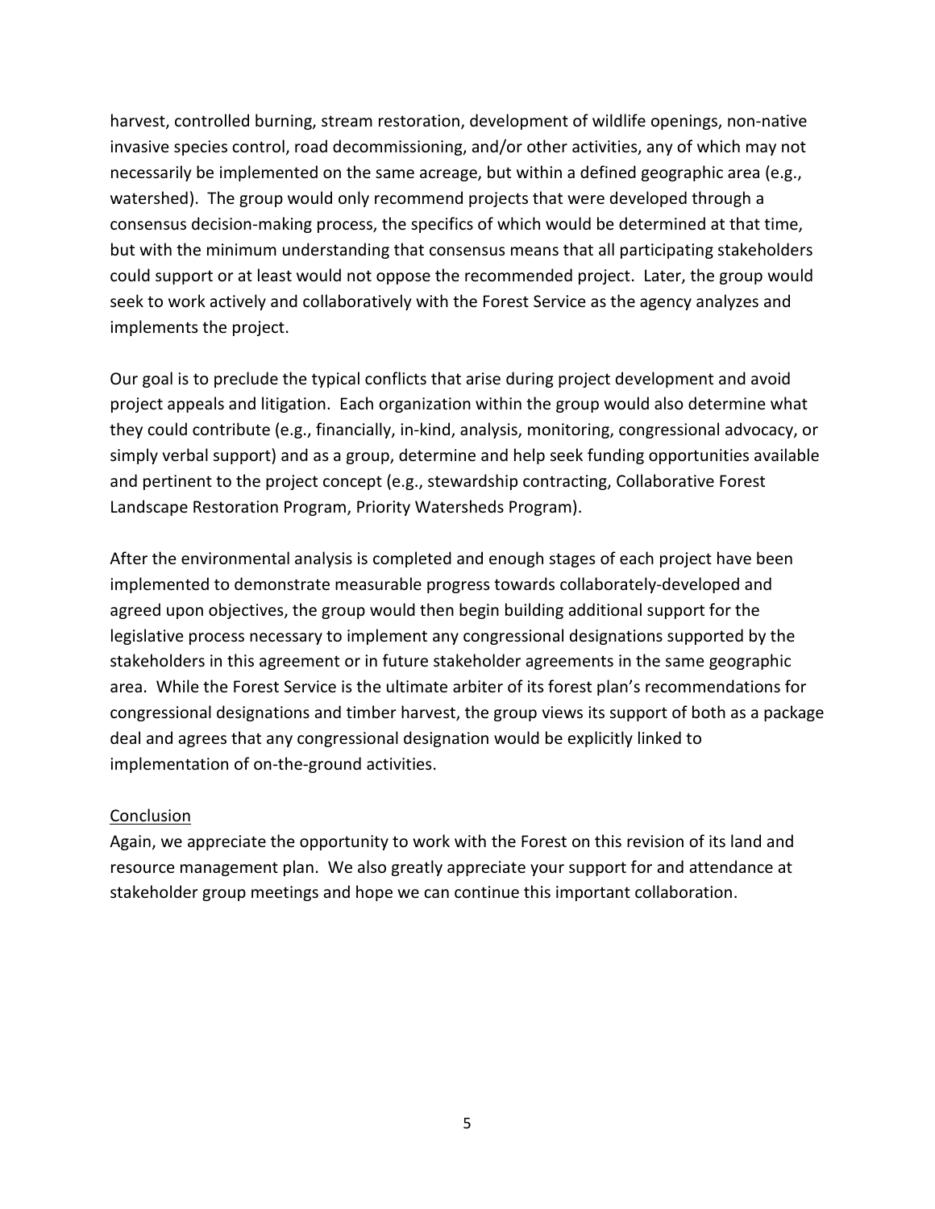harvest, controlled burning, stream restoration, development of wildlife openings, non-native invasive species control, road decommissioning, and/or other activities, any of which may not necessarily be implemented on the same acreage, but within a defined geographic area (e.g., watershed). The group would only recommend projects that were developed through a consensus decision-making process, the specifics of which would be determined at that time, but with the minimum understanding that consensus means that all participating stakeholders could support or at least would not oppose the recommended project. Later, the group would seek to work actively and collaboratively with the Forest Service as the agency analyzes and implements the project.

Our goal is to preclude the typical conflicts that arise during project development and avoid project appeals and litigation. Each organization within the group would also determine what they could contribute (e.g., financially, in-kind, analysis, monitoring, congressional advocacy, or simply verbal support) and as a group, determine and help seek funding opportunities available and pertinent to the project concept (e.g., stewardship contracting, Collaborative Forest Landscape Restoration Program, Priority Watersheds Program).

After the environmental analysis is completed and enough stages of each project have been implemented to demonstrate measurable progress towards collaborately-developed and agreed upon objectives, the group would then begin building additional support for the legislative process necessary to implement any congressional designations supported by the stakeholders in this agreement or in future stakeholder agreements in the same geographic area. While the Forest Service is the ultimate arbiter of its forest plan's recommendations for congressional designations and timber harvest, the group views its support of both as a package deal and agrees that any congressional designation would be explicitly linked to implementation of on-the-ground activities.

Conclusion

Again, we appreciate the opportunity to work with the Forest on this revision of its land and resource management plan. We also greatly appreciate your support for and attendance at stakeholder group meetings and hope we can continue this important collaboration.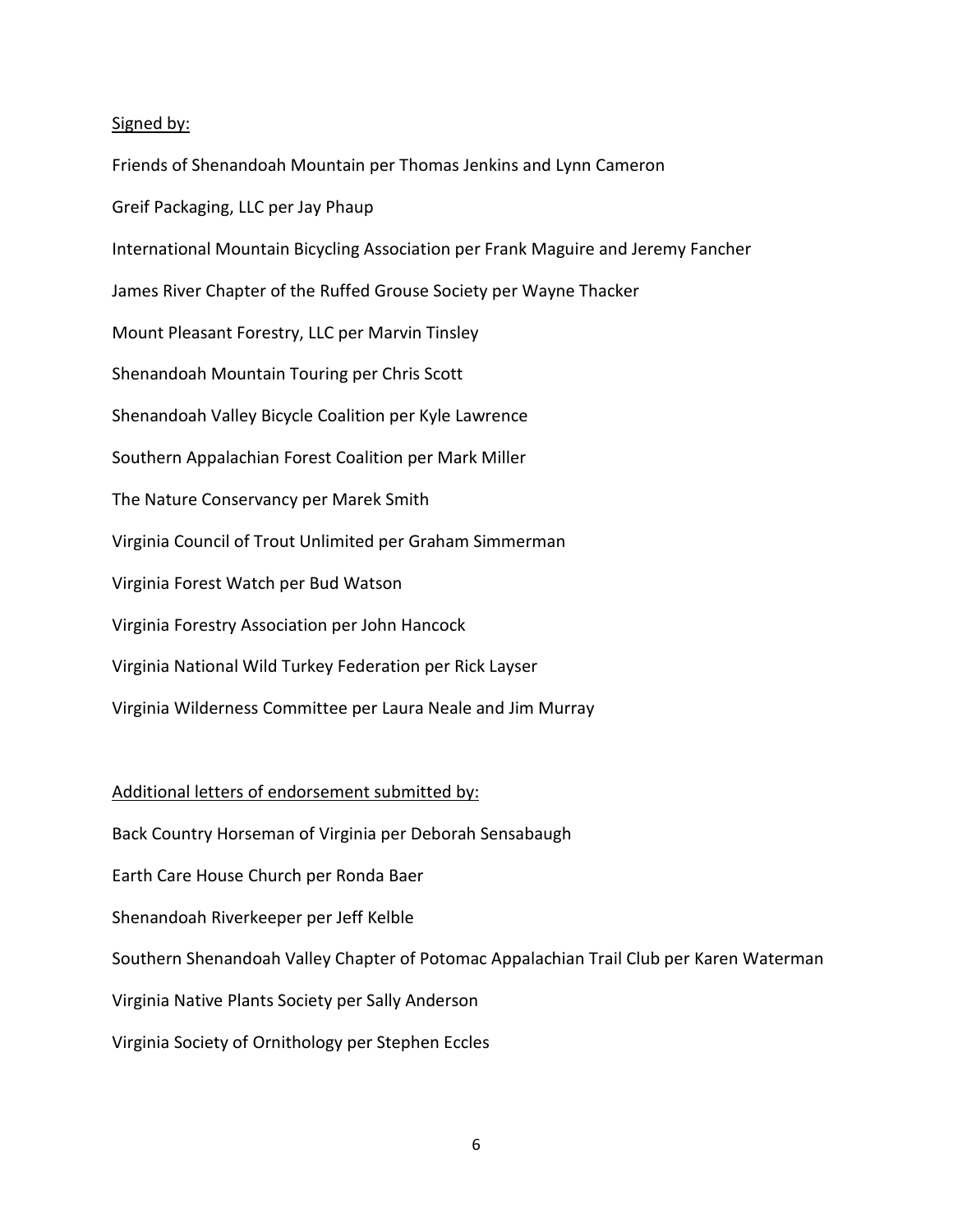Signed by:

Friends of Shenandoah Mountain per Thomas Jenkins and Lynn Cameron

Greif Packaging, LLC per Jay Phaup

International Mountain Bicycling Association per Frank Maguire and Jeremy Fancher

James River Chapter of the Ruffed Grouse Society per Wayne Thacker

Mount Pleasant Forestry, LLC per Marvin Tinsley

Shenandoah Mountain Touring per Chris Scott

Shenandoah Valley Bicycle Coalition per Kyle Lawrence

Southern Appalachian Forest Coalition per Mark Miller

The Nature Conservancy per Marek Smith

Virginia Council of Trout Unlimited per Graham Simmerman

Virginia Forest Watch per Bud Watson

Virginia Forestry Association per John Hancock

Virginia National Wild Turkey Federation per Rick Layser

Virginia Wilderness Committee per Laura Neale and Jim Murray

Additional letters of endorsement submitted by:

Back Country Horseman of Virginia per Deborah Sensabaugh

Earth Care House Church per Ronda Baer

Shenandoah Riverkeeper per Jeff Kelble

Southern Shenandoah Valley Chapter of Potomac Appalachian Trail Club per Karen Waterman

Virginia Native Plants Society per Sally Anderson

Virginia Society of Ornithology per Stephen Eccles